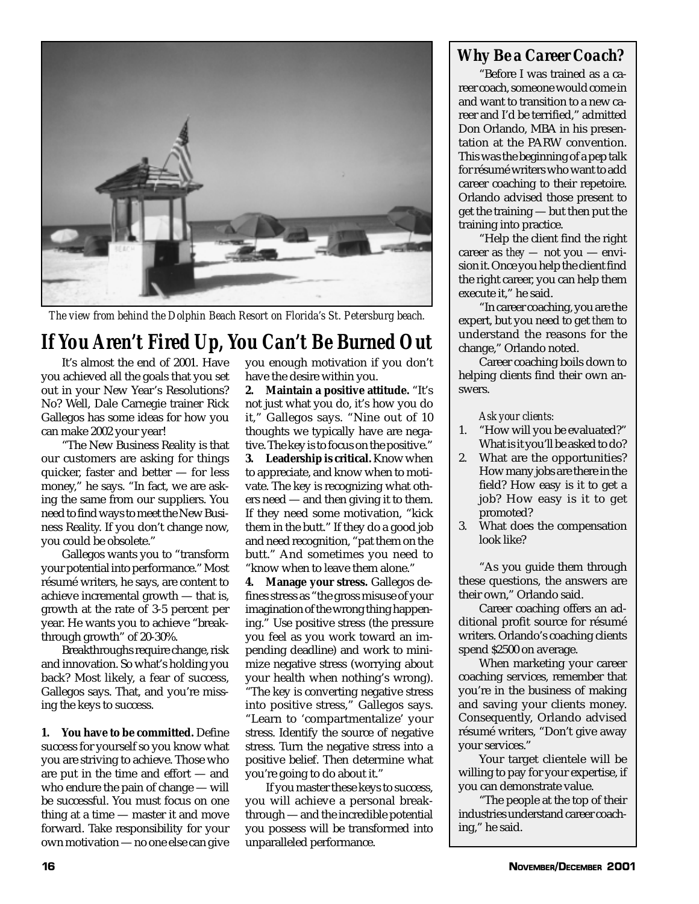*The view from behind the Dolphin Beach Resort on Florida's St. Petersburg beach.*

# If You Aren't Fired Up, You Can't Be Burned Out

It's almost the end of 2001. Have you achieved all the goals that you set out in your New Year's Resolutions? No? Well, Dale Carnegie trainer Rick Gallegos has some ideas for how you can make 2002 your year!

"The New Business Reality is that our customers are asking for things quicker, faster and better — for less money," he says. "In fact, we are asking the same from our suppliers. You need to find ways to meet the New Business Reality. If you don't change now, you could be obsolete."

Gallegos wants you to "transform your potential into performance." Most résumé writers, he says, are content to achieve incremental growth — that is, growth at the rate of 3-5 percent per year. He wants you to achieve "breakthrough growth" of 20-30%.

Breakthroughs require change, risk and innovation. So what's holding you back? Most likely, a fear of success, Gallegos says. That, and you're missing the keys to success.

**1. You have to be committed.** Define success for yourself so you know what you are striving to achieve. Those who are put in the time and effort — and who endure the pain of change — will be successful. You must focus on one thing at a time — master it and move forward. Take responsibility for your own motivation — no one else can give you enough motivation if you don't have the desire within you.

**2. Maintain a positive attitude.** "It's not just what you do, it's how you do it," Gallegos says. "Nine out of 10 thoughts we typically have are negative. The key is to focus on the positive."

**3. Leadership is critical.** Know when to appreciate, and know when to motivate. The key is recognizing what others need — and then giving it to them. If they need some motivation, "kick them in the butt." If they do a good job and need recognition, "pat them on the butt." And sometimes you need to "know when to leave them alone."

**4. Manage your stress.** Gallegos defines stress as "the gross misuse of your imagination of the wrong thing happening." Use positive stress (the pressure you feel as you work toward an impending deadline) and work to minimize negative stress (worrying about your health when nothing's wrong). "The key is converting negative stress into positive stress," Gallegos says. "Learn to 'compartmentalize' your stress. Identify the source of negative stress. Turn the negative stress into a positive belief. Then determine what you're going to do about it."

If you master these keys to success, you will achieve a personal breakthrough — and the incredible potential you possess will be transformed into unparalleled performance.

## Why Be a Career Coach?

"Before I was trained as a career coach, someone would come in and want to transition to a new career and I'd be terrified," admitted Don Orlando, MBA in his presentation at the PARW convention. This was the beginning of a pep talk for résumé writers who want to add career coaching to their repetoire. Orlando advised those present to get the training — but then put the training into practice.

"Help the client find the right career as *they* — not you — envision it. Once you help the client find the right career, you can help them execute it," he said.

"In career coaching, you are the expert, but you need to get *them* to understand the reasons for the change," Orlando noted.

Career coaching boils down to helping clients find their own answers.

*Ask your clients:*

1. "How will you be evaluated?" What is it you'll be asked to do?
2. What are the opportunities? How many jobs are there in the field? How easy is it to get a job? How easy is it to get promoted?
3. What does the compensation look like?

"As you guide them through these questions, the answers are their own," Orlando said.

Career coaching offers an additional profit source for résumé writers. Orlando's coaching clients spend $2500 on average.

When marketing your career coaching services, remember that you're in the business of making and saving your clients money. Consequently, Orlando advised résumé writers, "Don't give away your services."

Your target clientele will be willing to pay for your expertise, if you can demonstrate value.

"The people at the top of their industries understand career coaching," he said.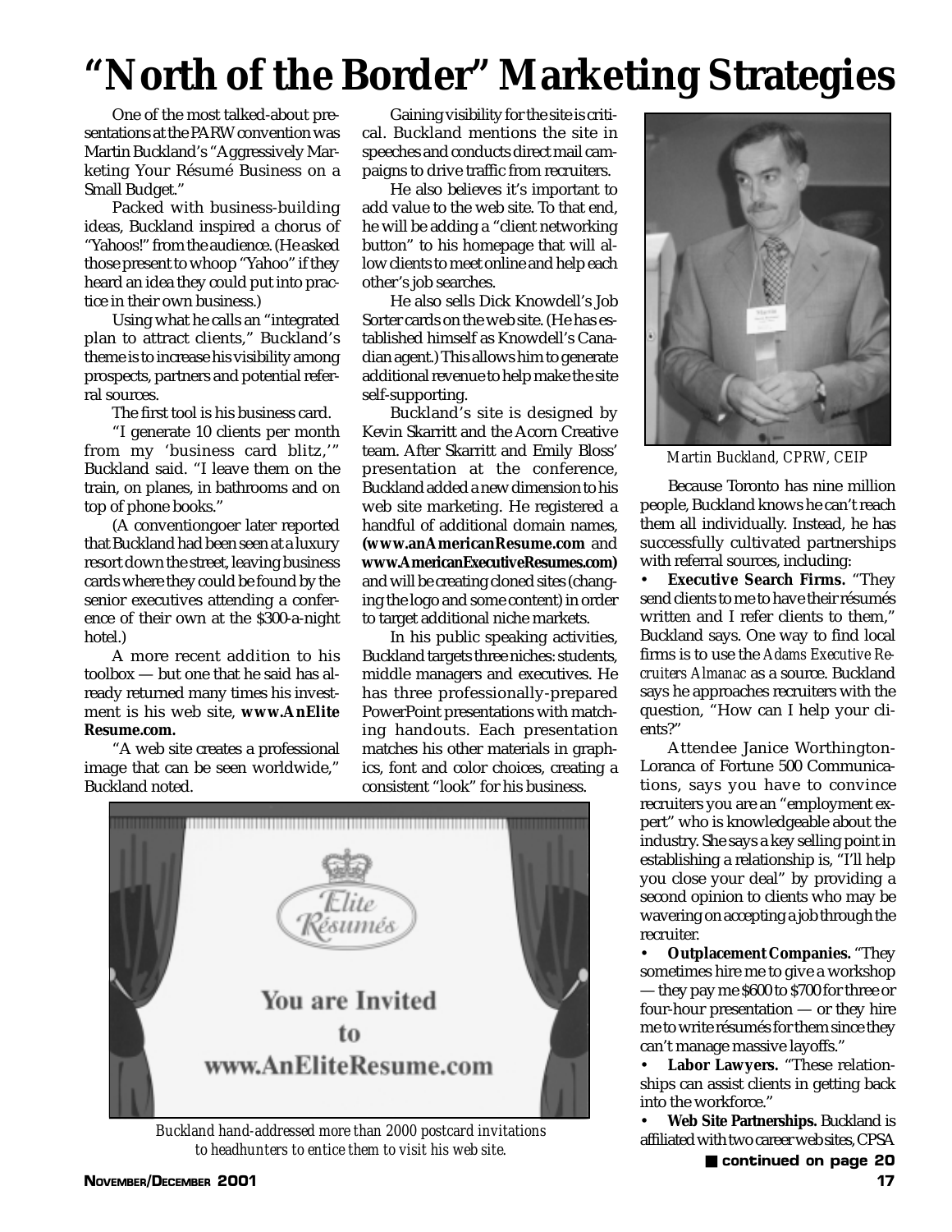# "North of the Border" Marketing Strategies

One of the most talked-about presentations at the PARW convention was Martin Buckland's "Aggressively Marketing Your Résumé Business on a Small Budget."

Packed with business-building ideas, Buckland inspired a chorus of "Yahoos!" from the audience. (He asked those present to whoop "Yahoo" if they heard an idea they could put into practice in their own business.)

Using what he calls an "integrated plan to attract clients," Buckland's theme is to increase his visibility among prospects, partners and potential referral sources.

The first tool is his business card.

"I generate 10 clients per month from my 'business card blitz,'" Buckland said. "I leave them on the train, on planes, in bathrooms and on top of phone books."

(A conventiongoer later reported that Buckland had been seen at a luxury resort down the street, leaving business cards where they could be found by the senior executives attending a conference of their own at the $300-a-night hotel.)

A more recent addition to his toolbox — but one that he said has already returned many times his investment is his web site, **www.AnElite Resume.com.**

"A web site creates a professional image that can be seen worldwide," Buckland noted.

Gaining visibility for the site is critical. Buckland mentions the site in speeches and conducts direct mail campaigns to drive traffic from recruiters.

He also believes it's important to add value to the web site. To that end, he will be adding a "client networking button" to his homepage that will allow clients to meet online and help each other's job searches.

He also sells Dick Knowdell's Job Sorter cards on the web site. (He has established himself as Knowdell's Canadian agent.) This allows him to generate additional revenue to help make the site self-supporting.

Buckland's site is designed by Kevin Skarritt and the Acorn Creative team. After Skarritt and Emily Bloss' presentation at the conference, Buckland added a new dimension to his web site marketing. He registered a handful of additional domain names, **(www.anAmericanResume.com** and **www.AmericanExecutiveResumes.com)** and will be creating cloned sites (changing the logo and some content) in order to target additional niche markets.

In his public speaking activities, Buckland targets three niches: students, middle managers and executives. He has three professionally-prepared PowerPoint presentations with matching handouts. Each presentation matches his other materials in graphics, font and color choices, creating a consistent "look" for his business.

*Buckland hand-addressed more than 2000 postcard invitations to headhunters to entice them to visit his web site.*

*Martin Buckland, CPRW, CEIP*

Because Toronto has nine million people, Buckland knows he can't reach them all individually. Instead, he has successfully cultivated partnerships with referral sources, including:

- **Executive Search Firms.** "They send clients to me to have their résumés written and I refer clients to them," Buckland says. One way to find local firms is to use the *Adams Executive Recruiters Almanac* as a source. Buckland says he approaches recruiters with the question, "How can I help your clients?"

Attendee Janice Worthington-Loranca of Fortune 500 Communications, says you have to convince recruiters you are an "employment expert" who is knowledgeable about the industry. She says a key selling point in establishing a relationship is, "I'll help you close your deal" by providing a second opinion to clients who may be wavering on accepting a job through the recruiter.

- **Outplacement Companies.** "They sometimes hire me to give a workshop — they pay me $600 to $700 for three or four-hour presentation — or they hire me to write résumés for them since they can't manage massive layoffs."
- **Labor Lawyers.** "These relationships can assist clients in getting back into the workforce."
- **Web Site Partnerships.** Buckland is affiliated with two career web sites, CPSA

**continued on page 20**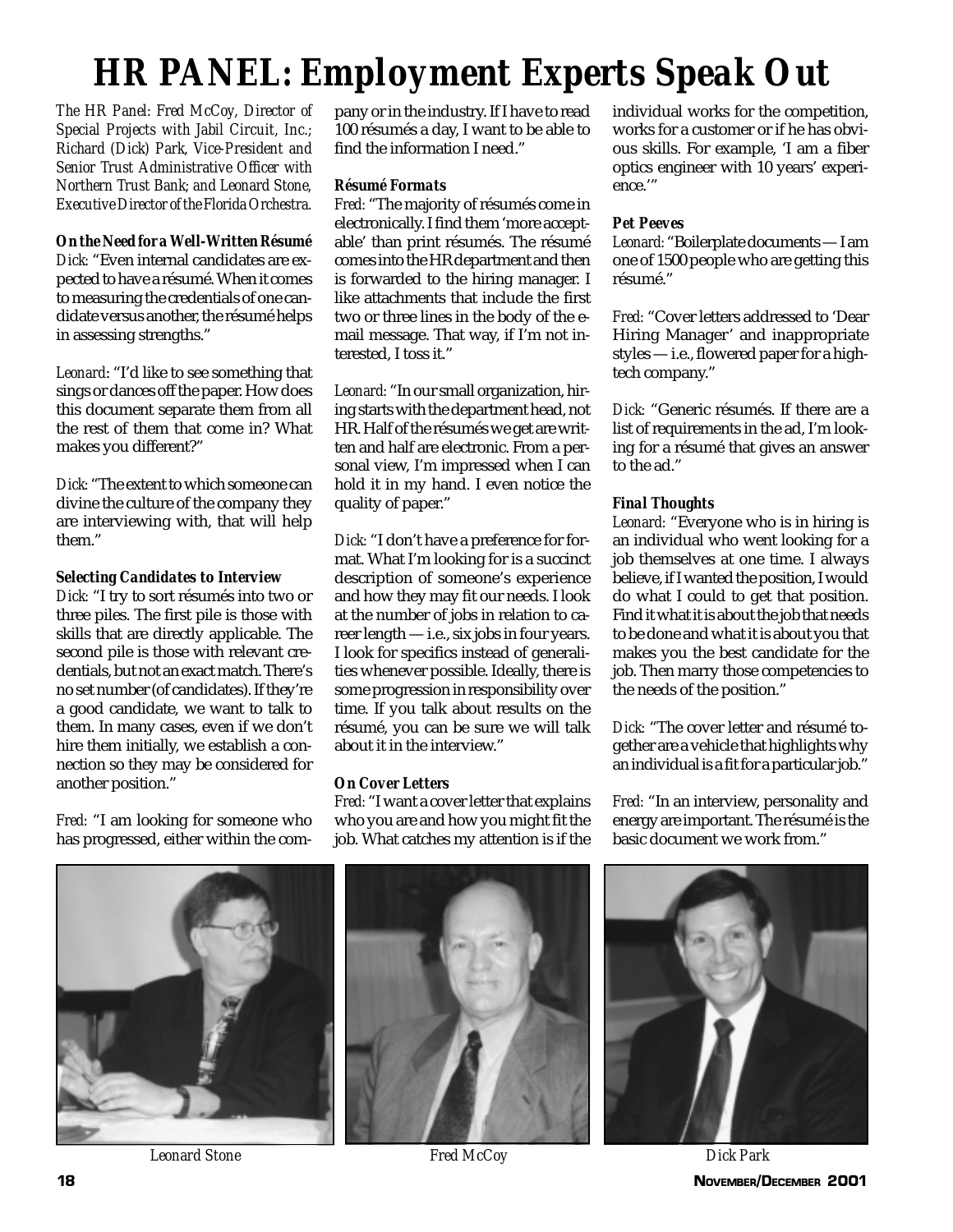# HR PANEL: Employment Experts Speak Out

*The HR Panel: Fred McCoy, Director of Special Projects with Jabil Circuit, Inc.; Richard (Dick) Park, Vice-President and Senior Trust Administrative Officer with Northern Trust Bank; and Leonard Stone, Executive Director of the Florida Orchestra.*

### On the Need for a Well-Written Résumé

*Dick:* "Even internal candidates are expected to have a résumé. When it comes to measuring the credentials of one candidate versus another, the résumé helps in assessing strengths."

*Leonard:* "I'd like to see something that sings or dances off the paper. How does this document separate them from all the rest of them that come in? What makes you different?"

*Dick:* "The extent to which someone can divine the culture of the company they are interviewing with, that will help them."

### Selecting Candidates to Interview

*Dick:* "I try to sort résumés into two or three piles. The first pile is those with skills that are directly applicable. The second pile is those with relevant credentials, but not an exact match. There's no set number (of candidates). If they're a good candidate, we want to talk to them. In many cases, even if we don't hire them initially, we establish a connection so they may be considered for another position."

*Fred:* "I am looking for someone who has progressed, either within the company or in the industry. If I have to read 100 résumés a day, I want to be able to find the information I need."

### Résumé Formats

*Fred:* "The majority of résumés come in electronically. I find them 'more acceptable' than print résumés. The résumé comes into the HR department and then is forwarded to the hiring manager. I like attachments that include the first two or three lines in the body of the e-mail message. That way, if I'm not interested, I toss it."

*Leonard:* "In our small organization, hiring starts with the department head, not HR. Half of the résumés we get are written and half are electronic. From a personal view, I'm impressed when I can hold it in my hand. I even notice the quality of paper."

*Dick:* "I don't have a preference for format. What I'm looking for is a succinct description of someone's experience and how they may fit our needs. I look at the number of jobs in relation to career length — i.e., six jobs in four years. I look for specifics instead of generalities whenever possible. Ideally, there is some progression in responsibility over time. If you talk about results on the résumé, you can be sure we will talk about it in the interview."

### On Cover Letters

*Fred:* "I want a cover letter that explains who you are and how you might fit the job. What catches my attention is if the individual works for the competition, works for a customer or if he has obvious skills. For example, 'I am a fiber optics engineer with 10 years' experience.'"

### Pet Peeves

*Leonard:* "Boilerplate documents — I am one of 1500 people who are getting this résumé."

*Fred:* "Cover letters addressed to 'Dear Hiring Manager' and inappropriate styles — i.e., flowered paper for a high-tech company."

*Dick:* "Generic résumés. If there are a list of requirements in the ad, I'm looking for a résumé that gives an answer to the ad."

### Final Thoughts

*Leonard:* "Everyone who is in hiring is an individual who went looking for a job themselves at one time. I always believe, if I wanted the position, I would do what I could to get that position. Find it what it is about the job that needs to be done and what it is about you that makes you the best candidate for the job. Then marry those competencies to the needs of the position."

*Dick:* "The cover letter and résumé together are a vehicle that highlights why an individual is a fit for a particular job."

*Fred:* "In an interview, personality and energy are important. The résumé is the basic document we work from."

*Leonard Stone*

*Fred McCoy*

*Dick Park*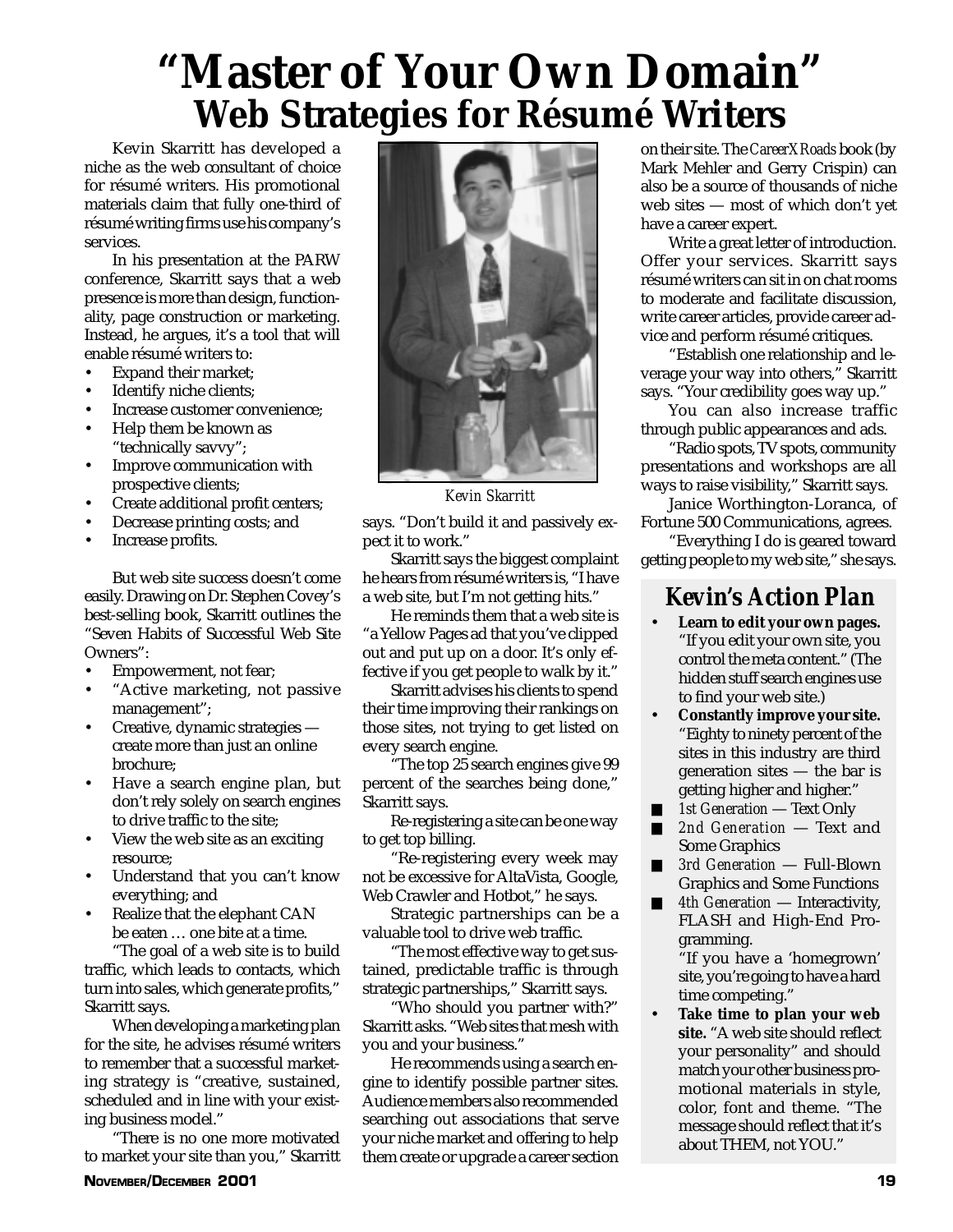# "Master of Your Own Domain"

## Web Strategies for Résumé Writers

Kevin Skarritt has developed a niche as the web consultant of choice for résumé writers. His promotional materials claim that fully one-third of résumé writing firms use his company's services.

In his presentation at the PARW conference, Skarritt says that a web presence is more than design, functionality, page construction or marketing. Instead, he argues, it's a tool that will enable résumé writers to:

- Expand their market;
- Identify niche clients;
- Increase customer convenience;
- Help them be known as "technically savvy";
- Improve communication with prospective clients;
- Create additional profit centers;
- Decrease printing costs; and
- Increase profits.

But web site success doesn't come easily. Drawing on Dr. Stephen Covey's best-selling book, Skarritt outlines the "Seven Habits of Successful Web Site Owners":

- Empowerment, not fear;
- "Active marketing, not passive management";
- Creative, dynamic strategies — create more than just an online brochure;
- Have a search engine plan, but don't rely solely on search engines to drive traffic to the site;
- View the web site as an exciting resource;
- Understand that you can't know everything; and
- Realize that the elephant CAN be eaten … one bite at a time.

"The goal of a web site is to build traffic, which leads to contacts, which turn into sales, which generate profits," Skarritt says.

When developing a marketing plan for the site, he advises résumé writers to remember that a successful marketing strategy is "creative, sustained, scheduled and in line with your existing business model."

"There is no one more motivated to market your site than you," Skarritt says. "Don't build it and passively expect it to work."

*Kevin Skarritt*

Skarritt says the biggest complaint he hears from résumé writers is, "I have a web site, but I'm not getting hits."

He reminds them that a web site is "a Yellow Pages ad that you've clipped out and put up on a door. It's only effective if you get people to walk by it."

Skarritt advises his clients to spend their time improving their rankings on those sites, not trying to get listed on every search engine.

"The top 25 search engines give 99 percent of the searches being done," Skarritt says.

Re-registering a site can be one way to get top billing.

"Re-registering every week may not be excessive for AltaVista, Google, Web Crawler and Hotbot," he says.

Strategic partnerships can be a valuable tool to drive web traffic.

"The most effective way to get sustained, predictable traffic is through strategic partnerships," Skarritt says.

"Who should you partner with?" Skarritt asks. "Web sites that mesh with you and your business."

He recommends using a search engine to identify possible partner sites. Audience members also recommended searching out associations that serve your niche market and offering to help them create or upgrade a career section on their site. The *CareerXRoads* book (by Mark Mehler and Gerry Crispin) can also be a source of thousands of niche web sites — most of which don't yet have a career expert.

Write a great letter of introduction. Offer your services. Skarritt says résumé writers can sit in on chat rooms to moderate and facilitate discussion, write career articles, provide career advice and perform résumé critiques.

"Establish one relationship and leverage your way into others," Skarritt says. "Your credibility goes way up."

You can also increase traffic through public appearances and ads.

"Radio spots, TV spots, community presentations and workshops are all ways to raise visibility," Skarritt says.

Janice Worthington-Loranca, of Fortune 500 Communications, agrees.

"Everything I do is geared toward getting people to my web site," she says.

### Kevin's Action Plan

- **Learn to edit your own pages.** "If you edit your own site, you control the meta content." (The hidden stuff search engines use to find your web site.)
- **Constantly improve your site.** "Eighty to ninety percent of the sites in this industry are third generation sites — the bar is getting higher and higher."
  - *1st Generation* — Text Only
  - *2nd Generation* — Text and Some Graphics
  - *3rd Generation* — Full-Blown Graphics and Some Functions
  - *4th Generation* — Interactivity, FLASH and High-End Programming.

  "If you have a 'homegrown' site, you're going to have a hard time competing."
- **Take time to plan your web site.** "A web site should reflect your personality" and should match your other business promotional materials in style, color, font and theme. "The message should reflect that it's about THEM, not YOU."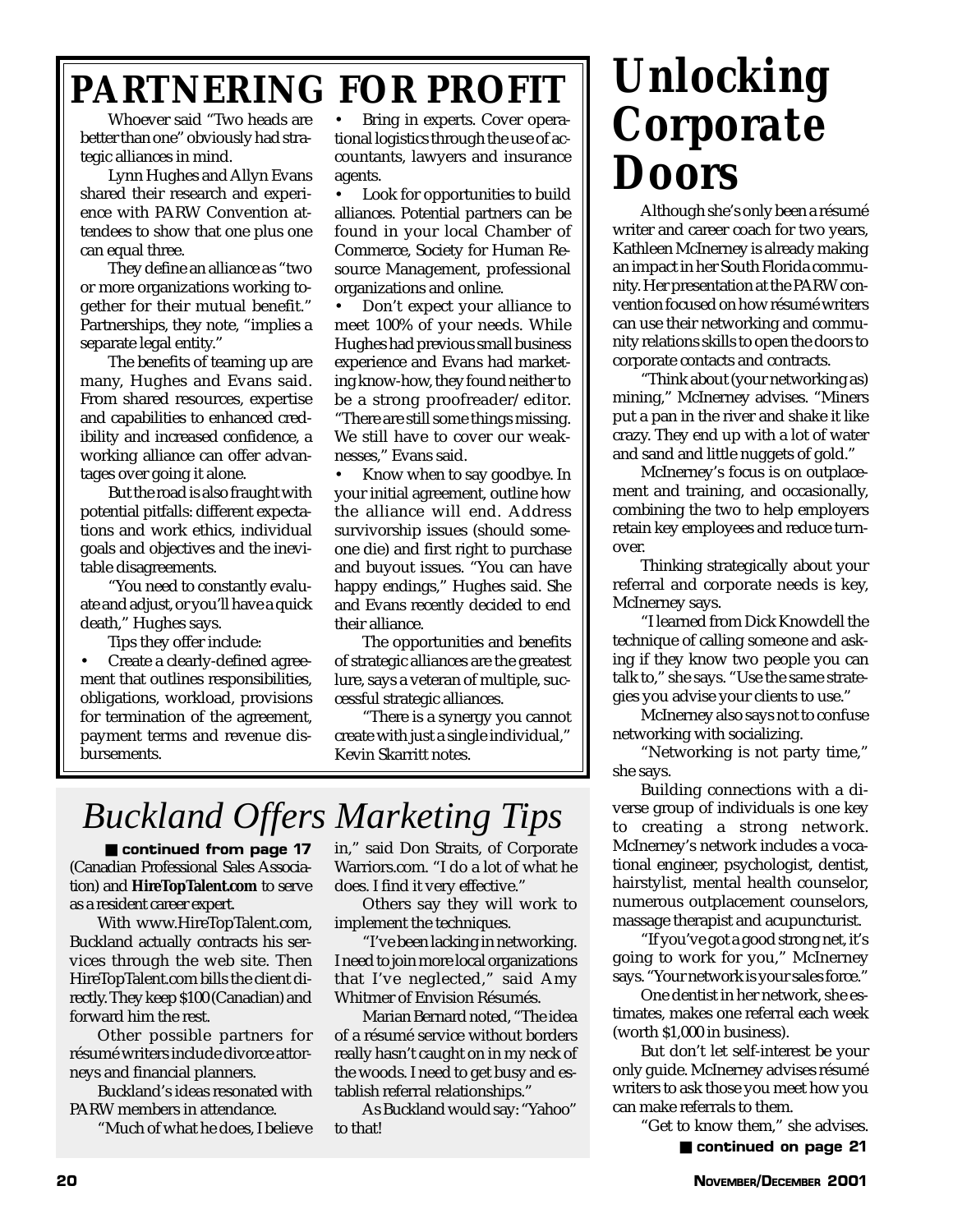# PARTNERING FOR PROFIT

Whoever said "Two heads are better than one" obviously had strategic alliances in mind.

Lynn Hughes and Allyn Evans shared their research and experience with PARW Convention attendees to show that one plus one can equal three.

They define an alliance as "two or more organizations working together for their mutual benefit." Partnerships, they note, "implies a separate legal entity."

The benefits of teaming up are many, Hughes and Evans said. From shared resources, expertise and capabilities to enhanced credibility and increased confidence, a working alliance can offer advantages over going it alone.

But the road is also fraught with potential pitfalls: different expectations and work ethics, individual goals and objectives and the inevitable disagreements.

"You need to constantly evaluate and adjust, or you'll have a quick death," Hughes says.

Tips they offer include:

- Create a clearly-defined agreement that outlines responsibilities, obligations, workload, provisions for termination of the agreement, payment terms and revenue disbursements.
- Bring in experts. Cover operational logistics through the use of accountants, lawyers and insurance agents.
- Look for opportunities to build alliances. Potential partners can be found in your local Chamber of Commerce, Society for Human Resource Management, professional organizations and online.
- Don't expect your alliance to meet 100% of your needs. While Hughes had previous small business experience and Evans had marketing know-how, they found neither to be a strong proofreader/editor. "There are still some things missing. We still have to cover our weaknesses," Evans said.
- Know when to say goodbye. In your initial agreement, outline how the alliance will end. Address survivorship issues (should someone die) and first right to purchase and buyout issues. "You can have happy endings," Hughes said. She and Evans recently decided to end their alliance.

The opportunities and benefits of strategic alliances are the greatest lure, says a veteran of multiple, successful strategic alliances.

"There is a synergy you cannot create with just a single individual," Kevin Skarritt notes.

# *Buckland Offers Marketing Tips*

■ **continued from page 17**

(Canadian Professional Sales Association) and **HireTopTalent.com** to serve as a resident career expert.

With www.HireTopTalent.com, Buckland actually contracts his services through the web site. Then HireTopTalent.com bills the client directly. They keep $100 (Canadian) and forward him the rest.

Other possible partners for résumé writers include divorce attorneys and financial planners.

Buckland's ideas resonated with PARW members in attendance.

"Much of what he does, I believe in," said Don Straits, of Corporate Warriors.com. "I do a lot of what he does. I find it very effective."

Others say they will work to implement the techniques.

"I've been lacking in networking. I need to join more local organizations that I've neglected," said Amy Whitmer of Envision Résumés.

Marian Bernard noted, "The idea of a résumé service without borders really hasn't caught on in my neck of the woods. I need to get busy and establish referral relationships."

As Buckland would say: "Yahoo" to that!

# *Unlocking Corporate Doors*

Although she's only been a résumé writer and career coach for two years, Kathleen McInerney is already making an impact in her South Florida community. Her presentation at the PARW convention focused on how résumé writers can use their networking and community relations skills to open the doors to corporate contacts and contracts.

"Think about (your networking as) mining," McInerney advises. "Miners put a pan in the river and shake it like crazy. They end up with a lot of water and sand and little nuggets of gold."

McInerney's focus is on outplacement and training, and occasionally, combining the two to help employers retain key employees and reduce turnover.

Thinking strategically about your referral and corporate needs is key, McInerney says.

"I learned from Dick Knowdell the technique of calling someone and asking if they know two people you can talk to," she says. "Use the same strategies you advise your clients to use."

McInerney also says not to confuse networking with socializing.

"Networking is not party time," she says.

Building connections with a diverse group of individuals is one key to creating a strong network. McInerney's network includes a vocational engineer, psychologist, dentist, hairstylist, mental health counselor, numerous outplacement counselors, massage therapist and acupuncturist.

"If you've got a good strong net, it's going to work for you," McInerney says. "Your network is your sales force."

One dentist in her network, she estimates, makes one referral each week (worth $1,000 in business).

But don't let self-interest be your only guide. McInerney advises résumé writers to ask those you meet how you can make referrals to them.

"Get to know them," she advises.

■ **continued on page 21**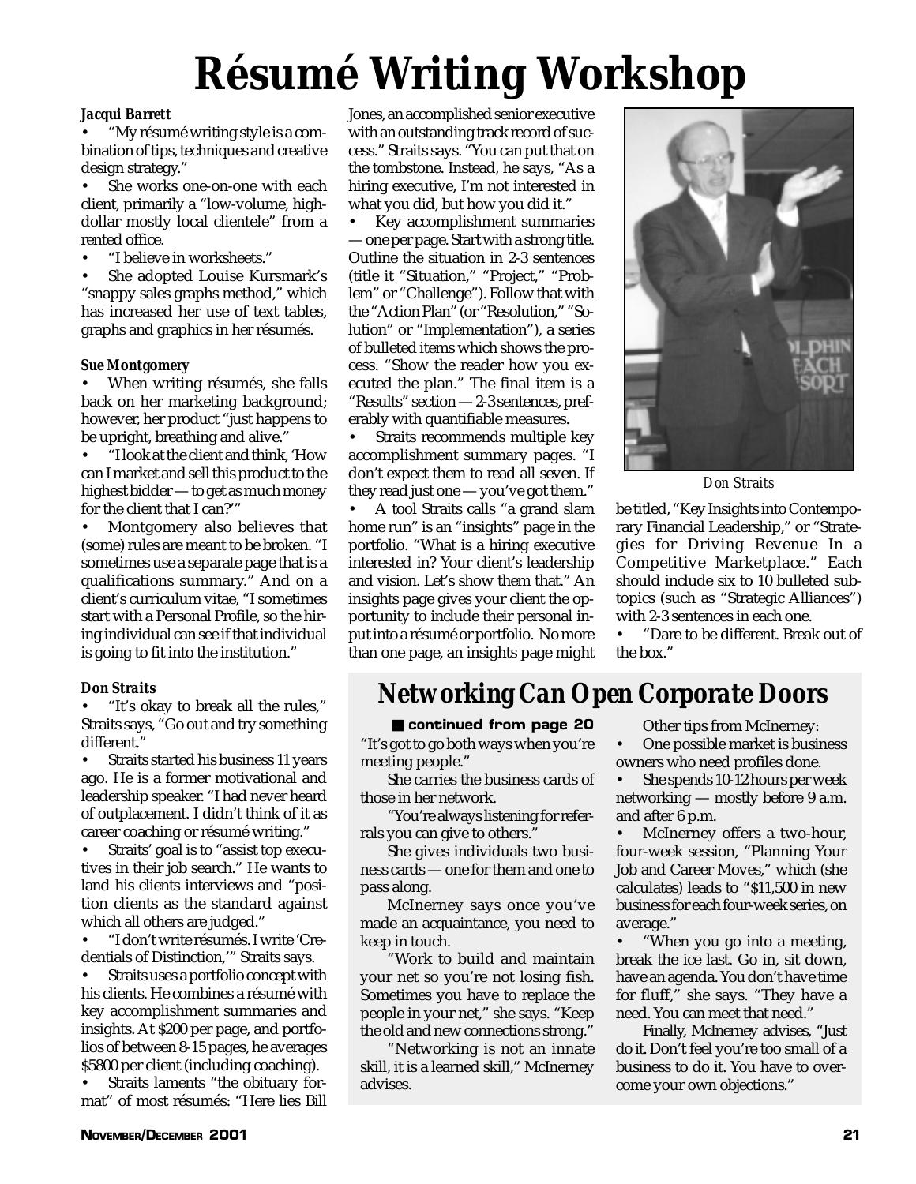# Résumé Writing Workshop

***Jacqui Barrett***

- "My résumé writing style is a combination of tips, techniques and creative design strategy."
- She works one-on-one with each client, primarily a "low-volume, high-dollar mostly local clientele" from a rented office.
- "I believe in worksheets."
- She adopted Louise Kursmark's "snappy sales graphs method," which has increased her use of text tables, graphs and graphics in her résumés.

***Sue Montgomery***

- When writing résumés, she falls back on her marketing background; however, her product "just happens to be upright, breathing and alive."
- "I look at the client and think, 'How can I market and sell this product to the highest bidder — to get as much money for the client that I can?'"
- Montgomery also believes that (some) rules are meant to be broken. "I sometimes use a separate page that is a qualifications summary." And on a client's curriculum vitae, "I sometimes start with a Personal Profile, so the hiring individual can see if that individual is going to fit into the institution."

***Don Straits***

- "It's okay to break all the rules," Straits says, "Go out and try something different."
- Straits started his business 11 years ago. He is a former motivational and leadership speaker. "I had never heard of outplacement. I didn't think of it as career coaching or résumé writing."
- Straits' goal is to "assist top executives in their job search." He wants to land his clients interviews and "position clients as the standard against which all others are judged."
- "I don't write résumés. I write 'Credentials of Distinction,'" Straits says.
- Straits uses a portfolio concept with his clients. He combines a résumé with key accomplishment summaries and insights. At $200 per page, and portfolios of between 8-15 pages, he averages $5800 per client (including coaching).
- Straits laments "the obituary format" of most résumés: "Here lies Bill Jones, an accomplished senior executive with an outstanding track record of success." Straits says. "You can put that on the tombstone. Instead, he says, "As a hiring executive, I'm not interested in what you did, but how you did it."
- Key accomplishment summaries — one per page. Start with a strong title. Outline the situation in 2-3 sentences (title it "Situation," "Project," "Problem" or "Challenge"). Follow that with the "Action Plan" (or "Resolution," "Solution" or "Implementation"), a series of bulleted items which shows the process. "Show the reader how you executed the plan." The final item is a "Results" section — 2-3 sentences, preferably with quantifiable measures.
- Straits recommends multiple key accomplishment summary pages. "I don't expect them to read all seven. If they read just one — you've got them."
- A tool Straits calls "a grand slam home run" is an "insights" page in the portfolio. "What is a hiring executive interested in? Your client's leadership and vision. Let's show them that." An insights page gives your client the opportunity to include their personal input into a résumé or portfolio. No more than one page, an insights page might be titled, "Key Insights into Contemporary Financial Leadership," or "Strategies for Driving Revenue In a Competitive Marketplace." Each should include six to 10 bulleted subtopics (such as "Strategic Alliances") with 2-3 sentences in each one.
- "Dare to be different. Break out of the box."

*Don Straits*

## Networking Can Open Corporate Doors

**■ continued from page 20**

"It's got to go both ways when you're meeting people."

She carries the business cards of those in her network.

"You're always listening for referrals you can give to others."

She gives individuals two business cards — one for them and one to pass along.

McInerney says once you've made an acquaintance, you need to keep in touch.

"Work to build and maintain your net so you're not losing fish. Sometimes you have to replace the people in your net," she says. "Keep the old and new connections strong."

"Networking is not an innate skill, it is a learned skill," McInerney advises.

Other tips from McInerney:

- One possible market is business owners who need profiles done.
- She spends 10-12 hours per week networking — mostly before 9 a.m. and after 6 p.m.
- McInerney offers a two-hour, four-week session, "Planning Your Job and Career Moves," which (she calculates) leads to "$11,500 in new business for each four-week series, on average."
- "When you go into a meeting, break the ice last. Go in, sit down, have an agenda. You don't have time for fluff," she says. "They have a need. You can meet that need."

Finally, McInerney advises, "Just do it. Don't feel you're too small of a business to do it. You have to overcome your own objections."